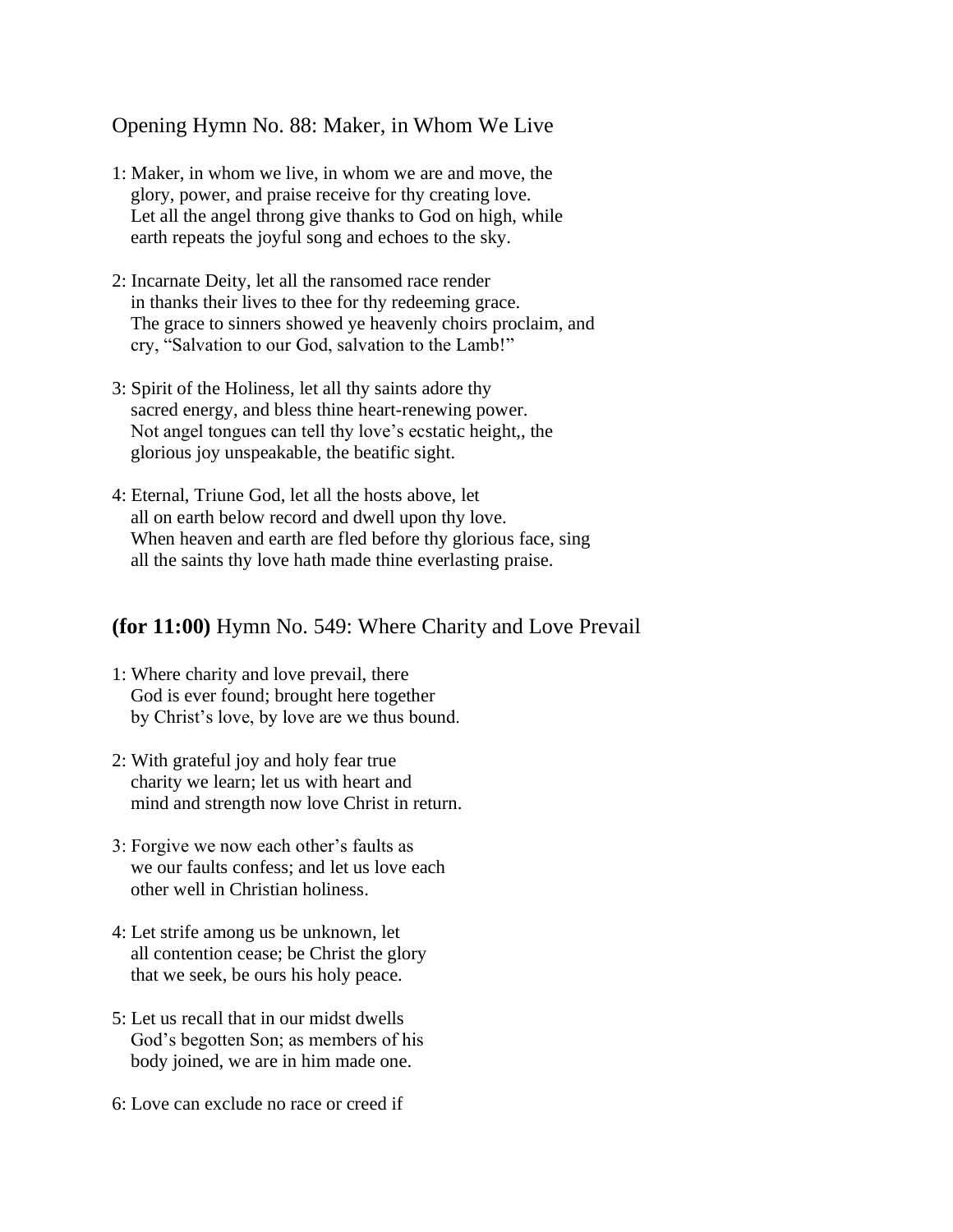## Opening Hymn No. 88: Maker, in Whom We Live

1: Maker, in whom we live, in whom we are and move, the
glory, power, and praise receive for thy creating love.
Let all the angel throng give thanks to God on high, while
earth repeats the joyful song and echoes to the sky.

2: Incarnate Deity, let all the ransomed race render
in thanks their lives to thee for thy redeeming grace.
The grace to sinners showed ye heavenly choirs proclaim, and
cry, "Salvation to our God, salvation to the Lamb!"

3: Spirit of the Holiness, let all thy saints adore thy
sacred energy, and bless thine heart-renewing power.
Not angel tongues can tell thy love's ecstatic height,, the
glorious joy unspeakable, the beatific sight.

4: Eternal, Triune God, let all the hosts above, let
all on earth below record and dwell upon thy love.
When heaven and earth are fled before thy glorious face, sing
all the saints thy love hath made thine everlasting praise.

## **(for 11:00)** Hymn No. 549: Where Charity and Love Prevail

1: Where charity and love prevail, there
God is ever found; brought here together
by Christ's love, by love are we thus bound.

2: With grateful joy and holy fear true
charity we learn; let us with heart and
mind and strength now love Christ in return.

3: Forgive we now each other's faults as
we our faults confess; and let us love each
other well in Christian holiness.

4: Let strife among us be unknown, let
all contention cease; be Christ the glory
that we seek, be ours his holy peace.

5: Let us recall that in our midst dwells
God's begotten Son; as members of his
body joined, we are in him made one.

6: Love can exclude no race or creed if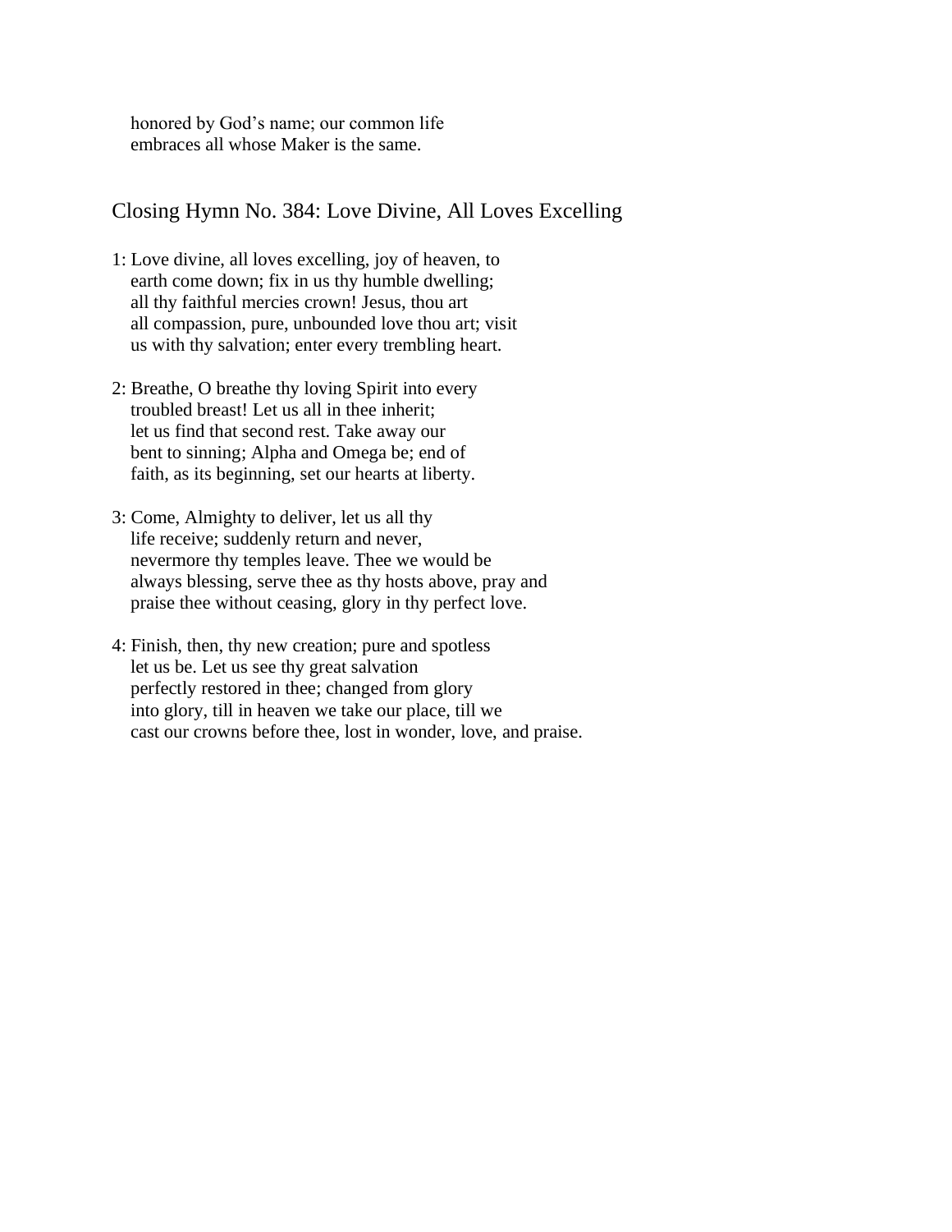honored by God's name; our common life
embraces all whose Maker is the same.

## Closing Hymn No. 384: Love Divine, All Loves Excelling

1: Love divine, all loves excelling, joy of heaven, to
earth come down; fix in us thy humble dwelling;
all thy faithful mercies crown! Jesus, thou art
all compassion, pure, unbounded love thou art; visit
us with thy salvation; enter every trembling heart.

2: Breathe, O breathe thy loving Spirit into every
troubled breast! Let us all in thee inherit;
let us find that second rest. Take away our
bent to sinning; Alpha and Omega be; end of
faith, as its beginning, set our hearts at liberty.

3: Come, Almighty to deliver, let us all thy
life receive; suddenly return and never,
nevermore thy temples leave. Thee we would be
always blessing, serve thee as thy hosts above, pray and
praise thee without ceasing, glory in thy perfect love.

4: Finish, then, thy new creation; pure and spotless
let us be. Let us see thy great salvation
perfectly restored in thee; changed from glory
into glory, till in heaven we take our place, till we
cast our crowns before thee, lost in wonder, love, and praise.